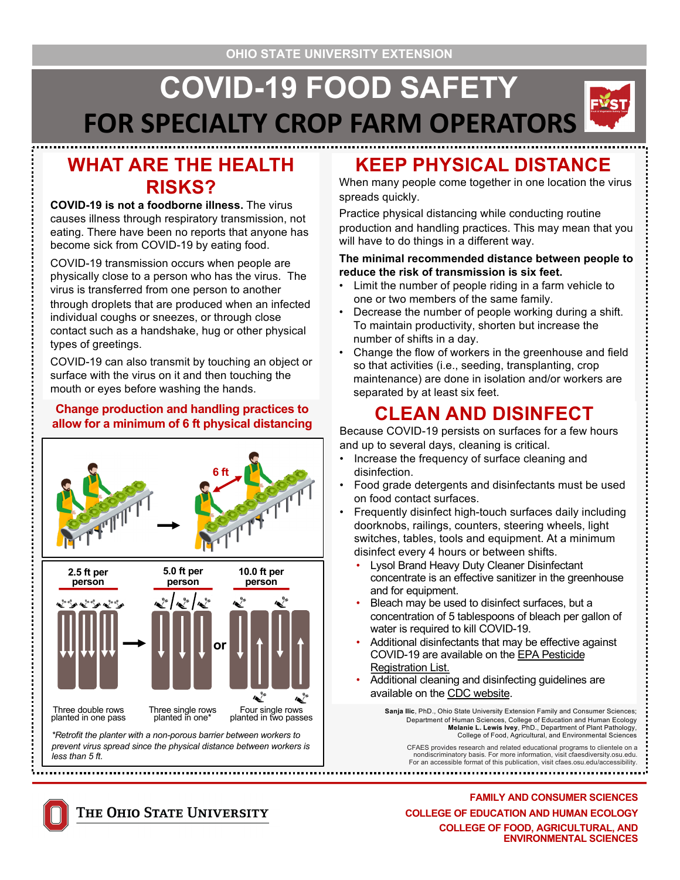OHIO STATE UNIVERSITY EXTENSION

# COVID-19 FOOD SAFETY FOR SPECIALTY CROP FARM OPERATORS

## WHAT ARE THE HEALTH RISKS?

**COVID-19 is not a foodborne illness.** The virus causes illness through respiratory transmission, not eating. There have been no reports that anyone has become sick from COVID-19 by eating food.

COVID-19 transmission occurs when people are physically close to a person who has the virus. The virus is transferred from one person to another through droplets that are produced when an infected individual coughs or sneezes, or through close contact such as a handshake, hug or other physical types of greetings.

COVID-19 can also transmit by touching an object or surface with the virus on it and then touching the mouth or eyes before washing the hands.

**Change production and handling practices to allow for a minimum of 6 ft physical distancing**

6 ft

| 2.5 ft per person | 5.0 ft per person | 10.0 ft per person |
|---|---|---|
| Three double rows planted in one pass | Three single rows planted in one* | Four single rows planted in two passes |

*\*Retrofit the planter with a non-porous barrier between workers to prevent virus spread since the physical distance between workers is less than 5 ft.*

## KEEP PHYSICAL DISTANCE

When many people come together in one location the virus spreads quickly.

Practice physical distancing while conducting routine production and handling practices. This may mean that you will have to do things in a different way.

**The minimal recommended distance between people to reduce the risk of transmission is six feet.**

- Limit the number of people riding in a farm vehicle to one or two members of the same family.
- Decrease the number of people working during a shift. To maintain productivity, shorten but increase the number of shifts in a day.
- Change the flow of workers in the greenhouse and field so that activities (i.e., seeding, transplanting, crop maintenance) are done in isolation and/or workers are separated by at least six feet.

## CLEAN AND DISINFECT

Because COVID-19 persists on surfaces for a few hours and up to several days, cleaning is critical.

- Increase the frequency of surface cleaning and disinfection.
- Food grade detergents and disinfectants must be used on food contact surfaces.
- Frequently disinfect high-touch surfaces daily including doorknobs, railings, counters, steering wheels, light switches, tables, tools and equipment. At a minimum disinfect every 4 hours or between shifts.
  - Lysol Brand Heavy Duty Cleaner Disinfectant concentrate is an effective sanitizer in the greenhouse and for equipment.
  - Bleach may be used to disinfect surfaces, but a concentration of 5 tablespoons of bleach per gallon of water is required to kill COVID-19.
  - Additional disinfectants that may be effective against COVID-19 are available on the EPA Pesticide Registration List.
  - Additional cleaning and disinfecting guidelines are available on the CDC website.

**Sanja Ilic**, PhD., Ohio State University Extension Family and Consumer Sciences; Department of Human Sciences, College of Education and Human Ecology
**Melanie L. Lewis Ivey**, PhD., Department of Plant Pathology, College of Food, Agricultural, and Environmental Sciences

CFAES provides research and related educational programs to clientele on a nondiscriminatory basis. For more information, visit cfaesdiversity.osu.edu. For an accessible format of this publication, visit cfaes.osu.edu/accessibility.

THE OHIO STATE UNIVERSITY

FAMILY AND CONSUMER SCIENCES
COLLEGE OF EDUCATION AND HUMAN ECOLOGY
COLLEGE OF FOOD, AGRICULTURAL, AND ENVIRONMENTAL SCIENCES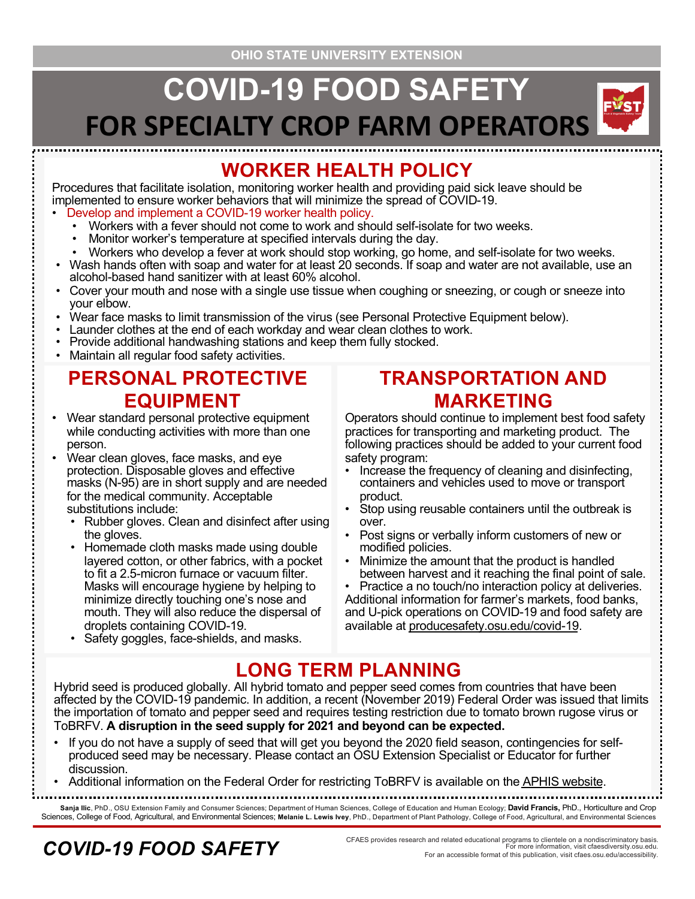OHIO STATE UNIVERSITY EXTENSION

# COVID-19 FOOD SAFETY FOR SPECIALTY CROP FARM OPERATORS

## WORKER HEALTH POLICY

Procedures that facilitate isolation, monitoring worker health and providing paid sick leave should be implemented to ensure worker behaviors that will minimize the spread of COVID-19.

- Develop and implement a COVID-19 worker health policy.
  - Workers with a fever should not come to work and should self-isolate for two weeks.
  - Monitor worker's temperature at specified intervals during the day.
  - Workers who develop a fever at work should stop working, go home, and self-isolate for two weeks.
- Wash hands often with soap and water for at least 20 seconds. If soap and water are not available, use an alcohol-based hand sanitizer with at least 60% alcohol.
- Cover your mouth and nose with a single use tissue when coughing or sneezing, or cough or sneeze into your elbow.
- Wear face masks to limit transmission of the virus (see Personal Protective Equipment below).
- Launder clothes at the end of each workday and wear clean clothes to work.
- Provide additional handwashing stations and keep them fully stocked.
- Maintain all regular food safety activities.

## PERSONAL PROTECTIVE EQUIPMENT

- Wear standard personal protective equipment while conducting activities with more than one person.
- Wear clean gloves, face masks, and eye protection. Disposable gloves and effective masks (N-95) are in short supply and are needed for the medical community. Acceptable substitutions include:
  - Rubber gloves. Clean and disinfect after using the gloves.
  - Homemade cloth masks made using double layered cotton, or other fabrics, with a pocket to fit a 2.5-micron furnace or vacuum filter. Masks will encourage hygiene by helping to minimize directly touching one's nose and mouth. They will also reduce the dispersal of droplets containing COVID-19.
  - Safety goggles, face-shields, and masks.

## TRANSPORTATION AND MARKETING

Operators should continue to implement best food safety practices for transporting and marketing product. The following practices should be added to your current food safety program:

- Increase the frequency of cleaning and disinfecting, containers and vehicles used to move or transport product.
- Stop using reusable containers until the outbreak is over.
- Post signs or verbally inform customers of new or modified policies.
- Minimize the amount that the product is handled between harvest and it reaching the final point of sale.
- Practice a no touch/no interaction policy at deliveries.

Additional information for farmer's markets, food banks, and U-pick operations on COVID-19 and food safety are available at producesafety.osu.edu/covid-19.

## LONG TERM PLANNING

Hybrid seed is produced globally. All hybrid tomato and pepper seed comes from countries that have been affected by the COVID-19 pandemic. In addition, a recent (November 2019) Federal Order was issued that limits the importation of tomato and pepper seed and requires testing restriction due to tomato brown rugose virus or ToBRFV. **A disruption in the seed supply for 2021 and beyond can be expected.**

- If you do not have a supply of seed that will get you beyond the 2020 field season, contingencies for self-produced seed may be necessary. Please contact an OSU Extension Specialist or Educator for further discussion.
- Additional information on the Federal Order for restricting ToBRFV is available on the APHIS website.

**Sanja Ilic**, PhD., OSU Extension Family and Consumer Sciences; Department of Human Sciences, College of Education and Human Ecology; **David Francis,** PhD., Horticulture and Crop Sciences, College of Food, Agricultural, and Environmental Sciences; **Melanie L. Lewis Ivey**, PhD., Department of Plant Pathology, College of Food, Agricultural, and Environmental Sciences

*COVID-19 FOOD SAFETY*

CFAES provides research and related educational programs to clientele on a nondiscriminatory basis. For more information, visit cfaesdiversity.osu.edu. For an accessible format of this publication, visit cfaes.osu.edu/accessibility.